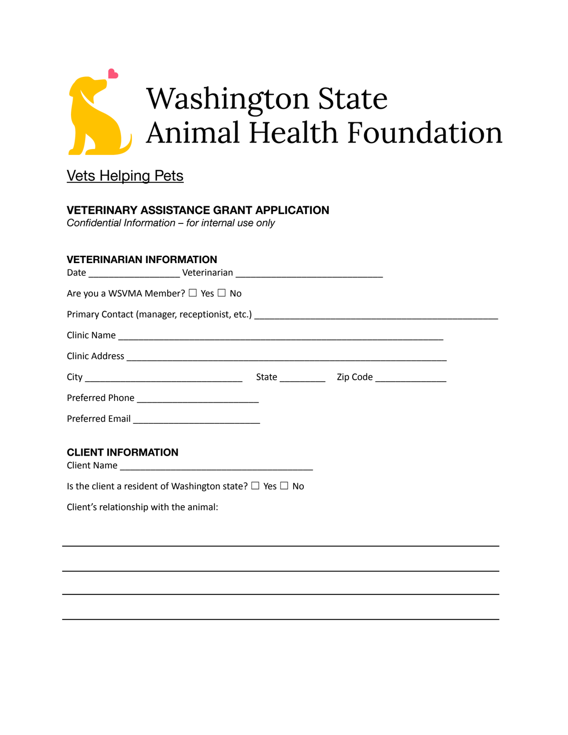# Washington State Animal Health Foundation

Vets Helping Pets

## VETERINARY ASSISTANCE GRANT APPLICATION

*Confidential Information – for internal use only*

### VETERINARIAN INFORMATION

Date ________________ Veterinarian ___________________________

Are you a WSVMA Member? ☐ Yes ☐ No

Primary Contact (manager, receptionist, etc.) ____________________________________________

Clinic Name ____________________________________________________________

Clinic Address __________________________________________________________

City _____________________________ State ________ Zip Code _____________

Preferred Phone _______________________

Preferred Email ________________________

### CLIENT INFORMATION

Client Name ____________________________________

Is the client a resident of Washington state? ☐ Yes ☐ No

Client's relationship with the animal:

_________________________________________________________________________________

_________________________________________________________________________________

_________________________________________________________________________________

_________________________________________________________________________________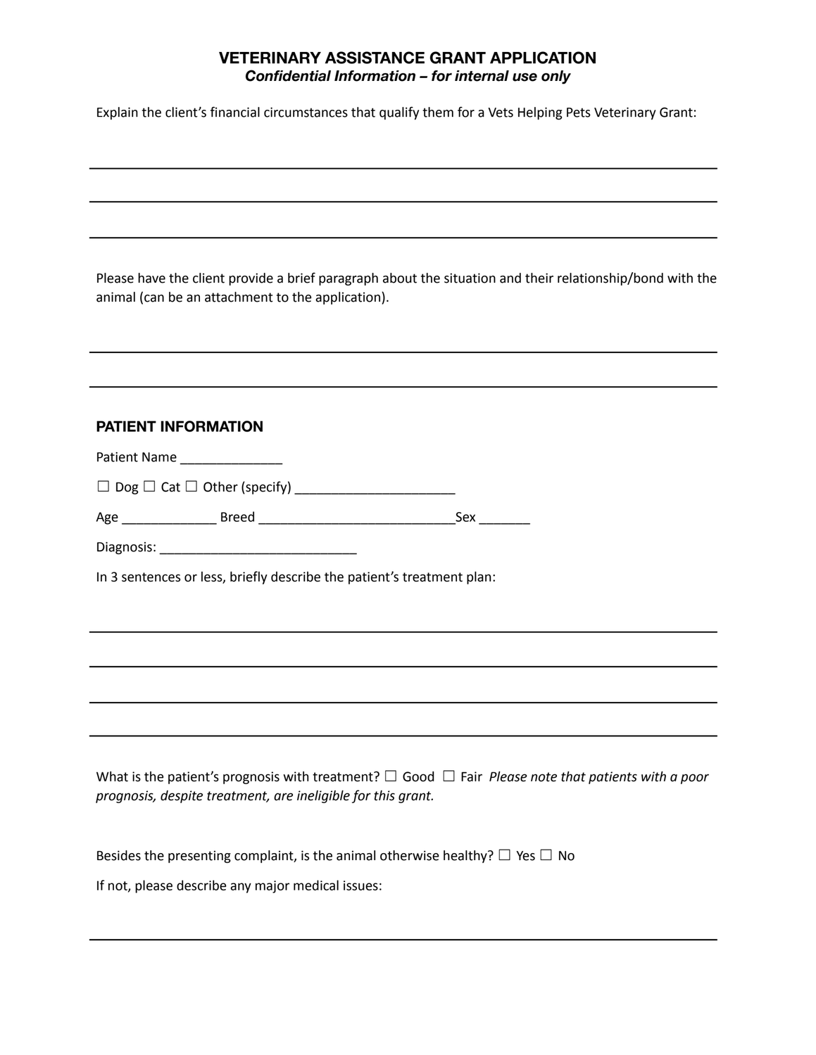## VETERINARY ASSISTANCE GRANT APPLICATION

***Confidential Information – for internal use only***

Explain the client's financial circumstances that qualify them for a Vets Helping Pets Veterinary Grant:

______________________________________________________________________________

______________________________________________________________________________

______________________________________________________________________________

Please have the client provide a brief paragraph about the situation and their relationship/bond with the animal (can be an attachment to the application).

______________________________________________________________________________

______________________________________________________________________________

### PATIENT INFORMATION

Patient Name ______________

☐ Dog ☐ Cat ☐ Other (specify) ______________________

Age _____________ Breed ____________________________Sex _______

Diagnosis: ____________________________

In 3 sentences or less, briefly describe the patient's treatment plan:

______________________________________________________________________________

______________________________________________________________________________

______________________________________________________________________________

______________________________________________________________________________

What is the patient's prognosis with treatment? ☐ Good ☐ Fair *Please note that patients with a poor prognosis, despite treatment, are ineligible for this grant.*

Besides the presenting complaint, is the animal otherwise healthy? ☐ Yes ☐ No

If not, please describe any major medical issues:

______________________________________________________________________________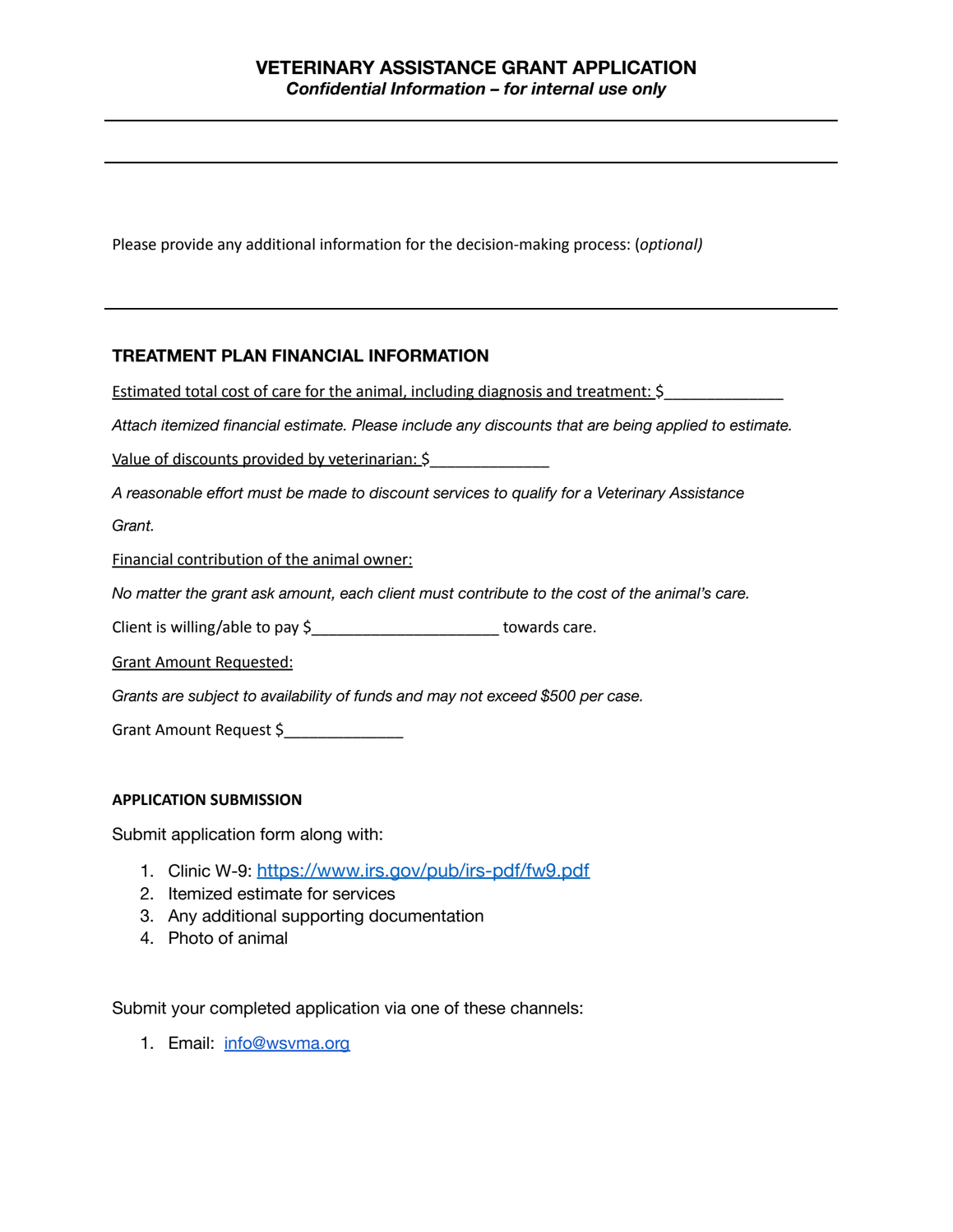## VETERINARY ASSISTANCE GRANT APPLICATION

***Confidential Information – for internal use only***

---

---

Please provide any additional information for the decision-making process: (*optional*)

---

### TREATMENT PLAN FINANCIAL INFORMATION

<u>Estimated total cost of care for the animal, including diagnosis and treatment: $</u>_______________

*Attach itemized financial estimate. Please include any discounts that are being applied to estimate.*

<u>Value of discounts provided by veterinarian: $</u>_______________

*A reasonable effort must be made to discount services to qualify for a Veterinary Assistance Grant.*

<u>Financial contribution of the animal owner:</u>

*No matter the grant ask amount, each client must contribute to the cost of the animal's care.*

Client is willing/able to pay $_______________________ towards care.

<u>Grant Amount Requested:</u>

*Grants are subject to availability of funds and may not exceed $500 per case.*

Grant Amount Request $_______________

#### APPLICATION SUBMISSION

Submit application form along with:

1. Clinic W-9: https://www.irs.gov/pub/irs-pdf/fw9.pdf
2. Itemized estimate for services
3. Any additional supporting documentation
4. Photo of animal

Submit your completed application via one of these channels:

1. Email: info@wsvma.org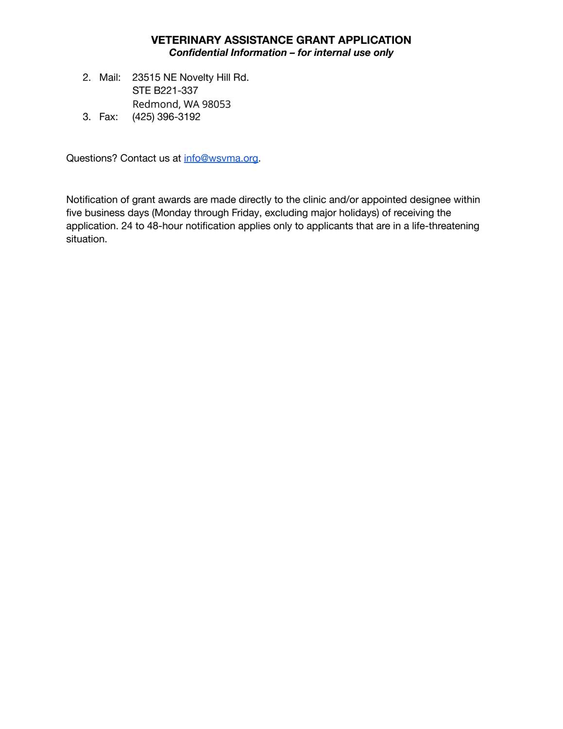**VETERINARY ASSISTANCE GRANT APPLICATION**
***Confidential Information – for internal use only***

2. Mail: 23515 NE Novelty Hill Rd.
   STE B221-337
   Redmond, WA 98053
3. Fax: (425) 396-3192

Questions? Contact us at info@wsvma.org.

Notification of grant awards are made directly to the clinic and/or appointed designee within five business days (Monday through Friday, excluding major holidays) of receiving the application. 24 to 48-hour notification applies only to applicants that are in a life-threatening situation.